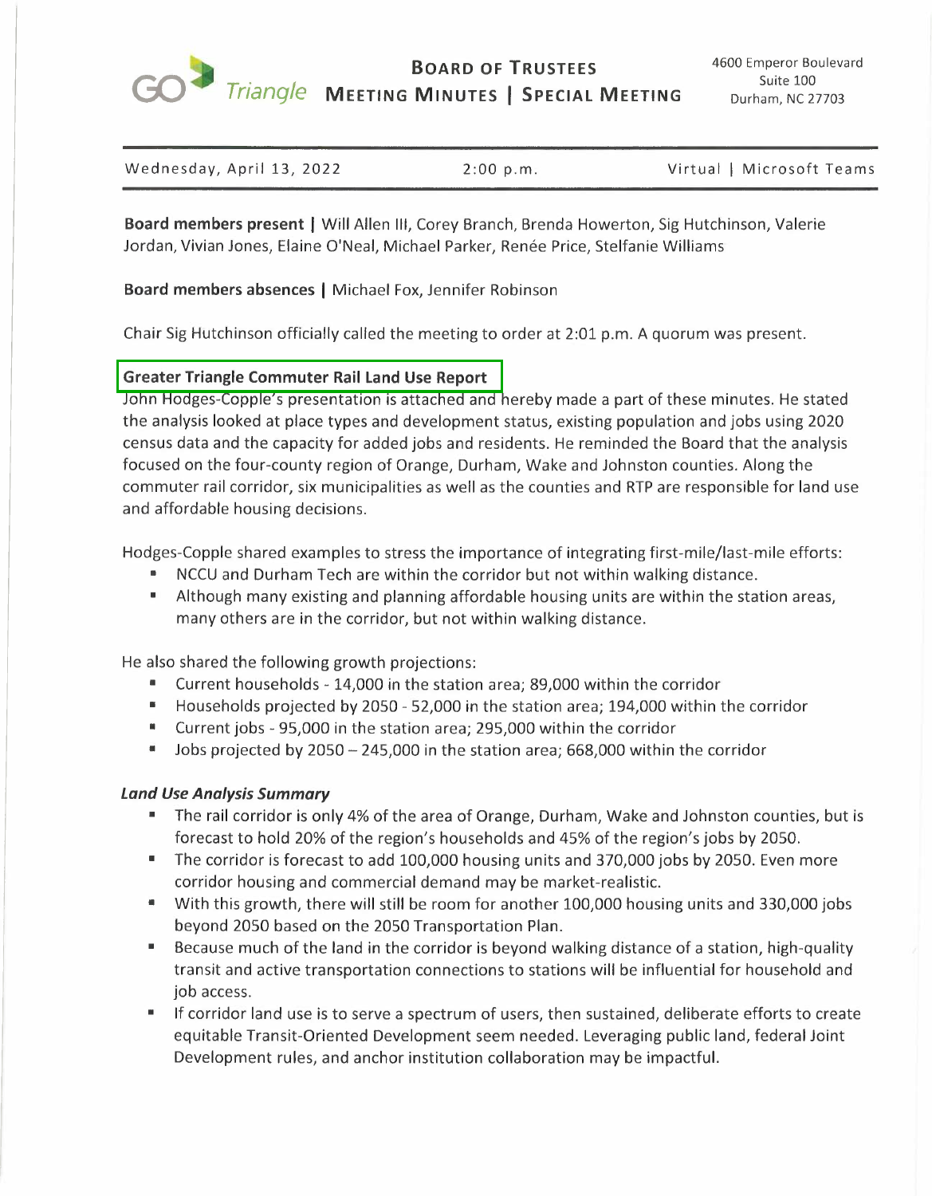GO Triangle

# Board of Trustees Meeting Minutes | Special Meeting

4600 Emperor Boulevard
Suite 100
Durham, NC 27703

| Wednesday, April 13, 2022 | 2:00 p.m. | Virtual \| Microsoft Teams |
|---|---|---|

**Board members present |** Will Allen III, Corey Branch, Brenda Howerton, Sig Hutchinson, Valerie Jordan, Vivian Jones, Elaine O'Neal, Michael Parker, Renée Price, Stelfanie Williams

**Board members absences |** Michael Fox, Jennifer Robinson

Chair Sig Hutchinson officially called the meeting to order at 2:01 p.m. A quorum was present.

## Greater Triangle Commuter Rail Land Use Report

John Hodges-Copple's presentation is attached and hereby made a part of these minutes. He stated the analysis looked at place types and development status, existing population and jobs using 2020 census data and the capacity for added jobs and residents. He reminded the Board that the analysis focused on the four-county region of Orange, Durham, Wake and Johnston counties. Along the commuter rail corridor, six municipalities as well as the counties and RTP are responsible for land use and affordable housing decisions.

Hodges-Copple shared examples to stress the importance of integrating first-mile/last-mile efforts:

- NCCU and Durham Tech are within the corridor but not within walking distance.
- Although many existing and planning affordable housing units are within the station areas, many others are in the corridor, but not within walking distance.

He also shared the following growth projections:

- Current households - 14,000 in the station area; 89,000 within the corridor
- Households projected by 2050 - 52,000 in the station area; 194,000 within the corridor
- Current jobs - 95,000 in the station area; 295,000 within the corridor
- Jobs projected by 2050 – 245,000 in the station area; 668,000 within the corridor

### *Land Use Analysis Summary*

- The rail corridor is only 4% of the area of Orange, Durham, Wake and Johnston counties, but is forecast to hold 20% of the region's households and 45% of the region's jobs by 2050.
- The corridor is forecast to add 100,000 housing units and 370,000 jobs by 2050. Even more corridor housing and commercial demand may be market-realistic.
- With this growth, there will still be room for another 100,000 housing units and 330,000 jobs beyond 2050 based on the 2050 Transportation Plan.
- Because much of the land in the corridor is beyond walking distance of a station, high-quality transit and active transportation connections to stations will be influential for household and job access.
- If corridor land use is to serve a spectrum of users, then sustained, deliberate efforts to create equitable Transit-Oriented Development seem needed. Leveraging public land, federal Joint Development rules, and anchor institution collaboration may be impactful.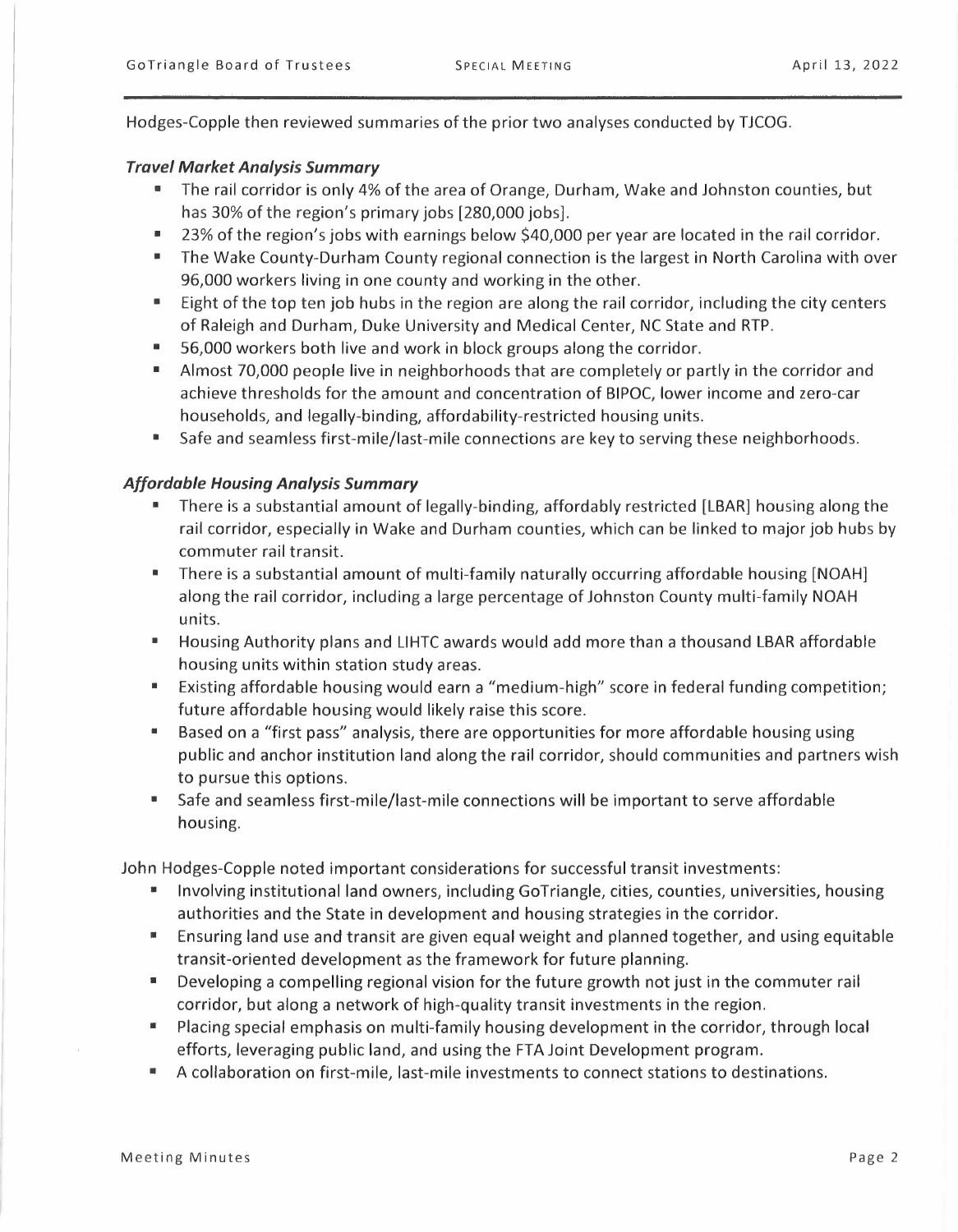Hodges-Copple then reviewed summaries of the prior two analyses conducted by TJCOG.

### *Travel Market Analysis Summary*

- The rail corridor is only 4% of the area of Orange, Durham, Wake and Johnston counties, but has 30% of the region's primary jobs [280,000 jobs].
- 23% of the region's jobs with earnings below $40,000 per year are located in the rail corridor.
- The Wake County-Durham County regional connection is the largest in North Carolina with over 96,000 workers living in one county and working in the other.
- Eight of the top ten job hubs in the region are along the rail corridor, including the city centers of Raleigh and Durham, Duke University and Medical Center, NC State and RTP.
- 56,000 workers both live and work in block groups along the corridor.
- Almost 70,000 people live in neighborhoods that are completely or partly in the corridor and achieve thresholds for the amount and concentration of BIPOC, lower income and zero-car households, and legally-binding, affordability-restricted housing units.
- Safe and seamless first-mile/last-mile connections are key to serving these neighborhoods.

### *Affordable Housing Analysis Summary*

- There is a substantial amount of legally-binding, affordably restricted [LBAR] housing along the rail corridor, especially in Wake and Durham counties, which can be linked to major job hubs by commuter rail transit.
- There is a substantial amount of multi-family naturally occurring affordable housing [NOAH] along the rail corridor, including a large percentage of Johnston County multi-family NOAH units.
- Housing Authority plans and LIHTC awards would add more than a thousand LBAR affordable housing units within station study areas.
- Existing affordable housing would earn a "medium-high" score in federal funding competition; future affordable housing would likely raise this score.
- Based on a "first pass" analysis, there are opportunities for more affordable housing using public and anchor institution land along the rail corridor, should communities and partners wish to pursue this options.
- Safe and seamless first-mile/last-mile connections will be important to serve affordable housing.

John Hodges-Copple noted important considerations for successful transit investments:

- Involving institutional land owners, including GoTriangle, cities, counties, universities, housing authorities and the State in development and housing strategies in the corridor.
- Ensuring land use and transit are given equal weight and planned together, and using equitable transit-oriented development as the framework for future planning.
- Developing a compelling regional vision for the future growth not just in the commuter rail corridor, but along a network of high-quality transit investments in the region.
- Placing special emphasis on multi-family housing development in the corridor, through local efforts, leveraging public land, and using the FTA Joint Development program.
- A collaboration on first-mile, last-mile investments to connect stations to destinations.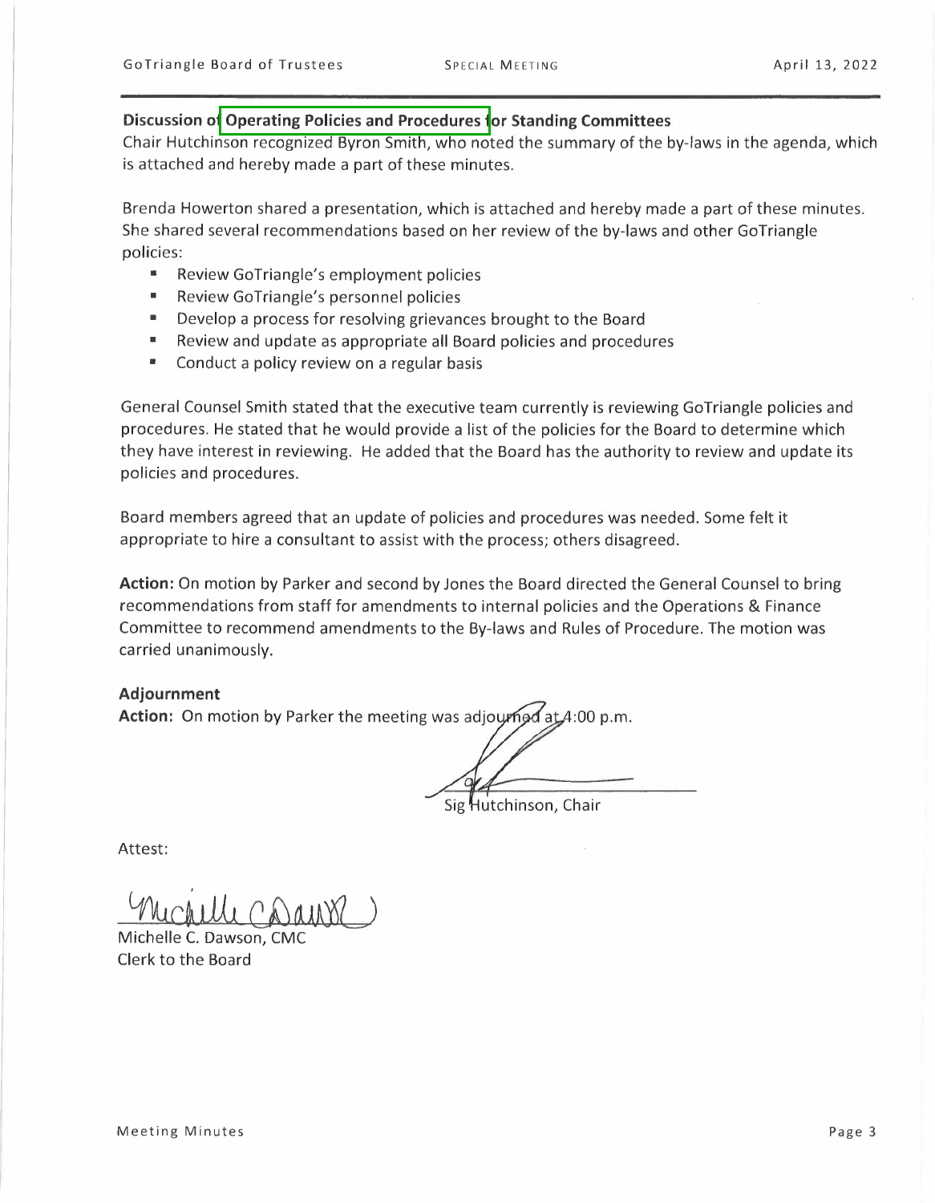**Discussion of Operating Policies and Procedures for Standing Committees**

Chair Hutchinson recognized Byron Smith, who noted the summary of the by-laws in the agenda, which is attached and hereby made a part of these minutes.

Brenda Howerton shared a presentation, which is attached and hereby made a part of these minutes. She shared several recommendations based on her review of the by-laws and other GoTriangle policies:

- Review GoTriangle's employment policies
- Review GoTriangle's personnel policies
- Develop a process for resolving grievances brought to the Board
- Review and update as appropriate all Board policies and procedures
- Conduct a policy review on a regular basis

General Counsel Smith stated that the executive team currently is reviewing GoTriangle policies and procedures. He stated that he would provide a list of the policies for the Board to determine which they have interest in reviewing. He added that the Board has the authority to review and update its policies and procedures.

Board members agreed that an update of policies and procedures was needed. Some felt it appropriate to hire a consultant to assist with the process; others disagreed.

**Action:** On motion by Parker and second by Jones the Board directed the General Counsel to bring recommendations from staff for amendments to internal policies and the Operations & Finance Committee to recommend amendments to the By-laws and Rules of Procedure. The motion was carried unanimously.

**Adjournment**

**Action:** On motion by Parker the meeting was adjourned at 4:00 p.m.

Sig Hutchinson, Chair

Attest:

Michelle C. Dawson, CMC
Clerk to the Board